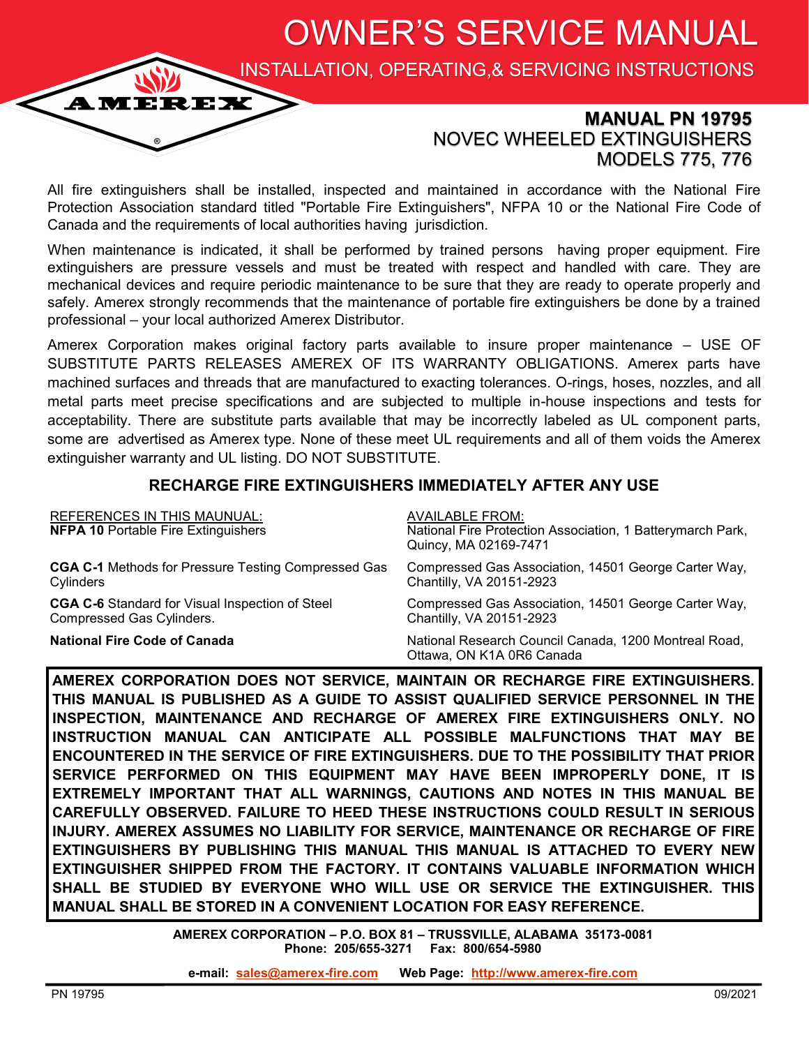# OWNER'S SERVICE MANUAL

## INSTALLATION, OPERATING,& SERVICING INSTRUCTIONS

AMEREX®

**MANUAL PN 19795**
NOVEC WHEELED EXTINGUISHERS
MODELS 775, 776

All fire extinguishers shall be installed, inspected and maintained in accordance with the National Fire Protection Association standard titled "Portable Fire Extinguishers", NFPA 10 or the National Fire Code of Canada and the requirements of local authorities having jurisdiction.

When maintenance is indicated, it shall be performed by trained persons having proper equipment. Fire extinguishers are pressure vessels and must be treated with respect and handled with care. They are mechanical devices and require periodic maintenance to be sure that they are ready to operate properly and safely. Amerex strongly recommends that the maintenance of portable fire extinguishers be done by a trained professional – your local authorized Amerex Distributor.

Amerex Corporation makes original factory parts available to insure proper maintenance – USE OF SUBSTITUTE PARTS RELEASES AMEREX OF ITS WARRANTY OBLIGATIONS. Amerex parts have machined surfaces and threads that are manufactured to exacting tolerances. O-rings, hoses, nozzles, and all metal parts meet precise specifications and are subjected to multiple in-house inspections and tests for acceptability. There are substitute parts available that may be incorrectly labeled as UL component parts, some are advertised as Amerex type. None of these meet UL requirements and all of them voids the Amerex extinguisher warranty and UL listing. DO NOT SUBSTITUTE.

### RECHARGE FIRE EXTINGUISHERS IMMEDIATELY AFTER ANY USE

| REFERENCES IN THIS MAUNUAL: | AVAILABLE FROM: |
|---|---|
| **NFPA 10** Portable Fire Extinguishers | National Fire Protection Association, 1 Batterymarch Park, Quincy, MA 02169-7471 |
| **CGA C-1** Methods for Pressure Testing Compressed Gas Cylinders | Compressed Gas Association, 14501 George Carter Way, Chantilly, VA 20151-2923 |
| **CGA C-6** Standard for Visual Inspection of Steel Compressed Gas Cylinders. | Compressed Gas Association, 14501 George Carter Way, Chantilly, VA 20151-2923 |
| **National Fire Code of Canada** | National Research Council Canada, 1200 Montreal Road, Ottawa, ON K1A 0R6 Canada |

**AMEREX CORPORATION DOES NOT SERVICE, MAINTAIN OR RECHARGE FIRE EXTINGUISHERS. THIS MANUAL IS PUBLISHED AS A GUIDE TO ASSIST QUALIFIED SERVICE PERSONNEL IN THE INSPECTION, MAINTENANCE AND RECHARGE OF AMEREX FIRE EXTINGUISHERS ONLY. NO INSTRUCTION MANUAL CAN ANTICIPATE ALL POSSIBLE MALFUNCTIONS THAT MAY BE ENCOUNTERED IN THE SERVICE OF FIRE EXTINGUISHERS. DUE TO THE POSSIBILITY THAT PRIOR SERVICE PERFORMED ON THIS EQUIPMENT MAY HAVE BEEN IMPROPERLY DONE, IT IS EXTREMELY IMPORTANT THAT ALL WARNINGS, CAUTIONS AND NOTES IN THIS MANUAL BE CAREFULLY OBSERVED. FAILURE TO HEED THESE INSTRUCTIONS COULD RESULT IN SERIOUS INJURY. AMEREX ASSUMES NO LIABILITY FOR SERVICE, MAINTENANCE OR RECHARGE OF FIRE EXTINGUISHERS BY PUBLISHING THIS MANUAL THIS MANUAL IS ATTACHED TO EVERY NEW EXTINGUISHER SHIPPED FROM THE FACTORY. IT CONTAINS VALUABLE INFORMATION WHICH SHALL BE STUDIED BY EVERYONE WHO WILL USE OR SERVICE THE EXTINGUISHER. THIS MANUAL SHALL BE STORED IN A CONVENIENT LOCATION FOR EASY REFERENCE.**

**AMEREX CORPORATION – P.O. BOX 81 – TRUSSVILLE, ALABAMA 35173-0081**
**Phone: 205/655-3271 Fax: 800/654-5980**

**e-mail: sales@amerex-fire.com Web Page: http://www.amerex-fire.com**

PN 19795 09/2021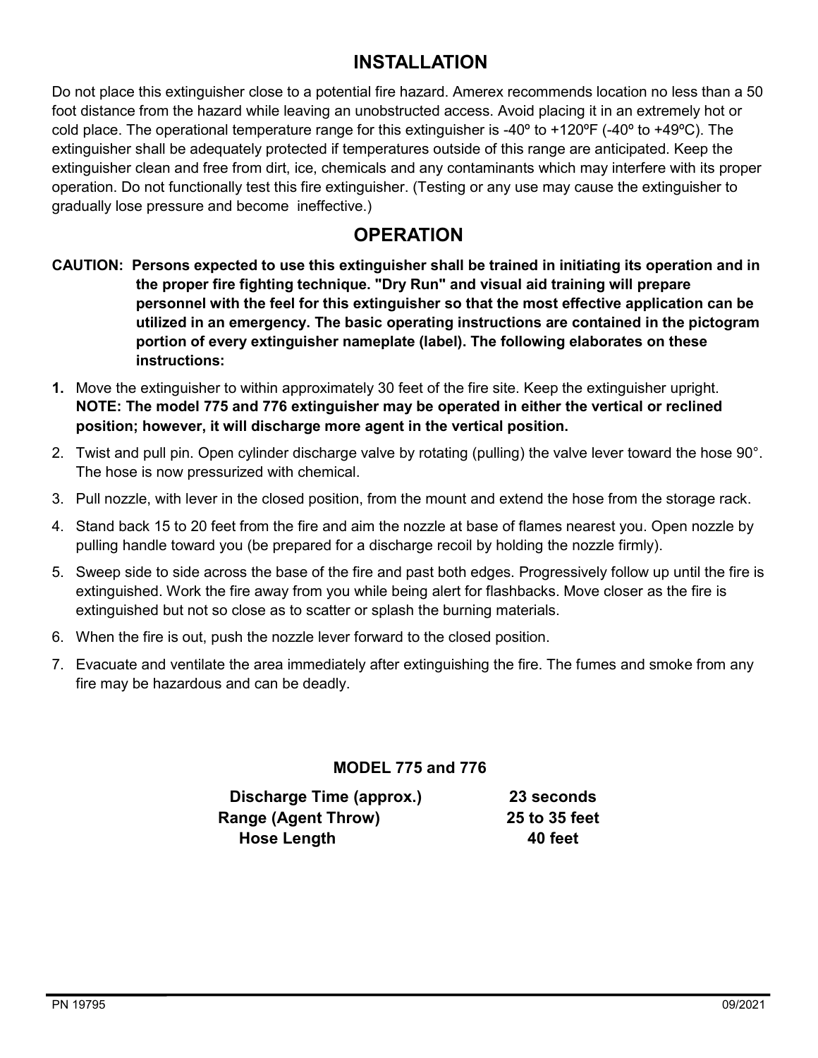## INSTALLATION

Do not place this extinguisher close to a potential fire hazard. Amerex recommends location no less than a 50 foot distance from the hazard while leaving an unobstructed access. Avoid placing it in an extremely hot or cold place. The operational temperature range for this extinguisher is -40º to +120ºF (-40º to +49ºC). The extinguisher shall be adequately protected if temperatures outside of this range are anticipated. Keep the extinguisher clean and free from dirt, ice, chemicals and any contaminants which may interfere with its proper operation. Do not functionally test this fire extinguisher. (Testing or any use may cause the extinguisher to gradually lose pressure and become ineffective.)

## OPERATION

**CAUTION: Persons expected to use this extinguisher shall be trained in initiating its operation and in the proper fire fighting technique. "Dry Run" and visual aid training will prepare personnel with the feel for this extinguisher so that the most effective application can be utilized in an emergency. The basic operating instructions are contained in the pictogram portion of every extinguisher nameplate (label). The following elaborates on these instructions:**

1. Move the extinguisher to within approximately 30 feet of the fire site. Keep the extinguisher upright. **NOTE: The model 775 and 776 extinguisher may be operated in either the vertical or reclined position; however, it will discharge more agent in the vertical position.**
2. Twist and pull pin. Open cylinder discharge valve by rotating (pulling) the valve lever toward the hose 90°. The hose is now pressurized with chemical.
3. Pull nozzle, with lever in the closed position, from the mount and extend the hose from the storage rack.
4. Stand back 15 to 20 feet from the fire and aim the nozzle at base of flames nearest you. Open nozzle by pulling handle toward you (be prepared for a discharge recoil by holding the nozzle firmly).
5. Sweep side to side across the base of the fire and past both edges. Progressively follow up until the fire is extinguished. Work the fire away from you while being alert for flashbacks. Move closer as the fire is extinguished but not so close as to scatter or splash the burning materials.
6. When the fire is out, push the nozzle lever forward to the closed position.
7. Evacuate and ventilate the area immediately after extinguishing the fire. The fumes and smoke from any fire may be hazardous and can be deadly.

**MODEL 775 and 776**

| | |
|---|---|
| **Discharge Time (approx.)** | **23 seconds** |
| **Range (Agent Throw)** | **25 to 35 feet** |
| **Hose Length** | **40 feet** |

PN 19795 09/2021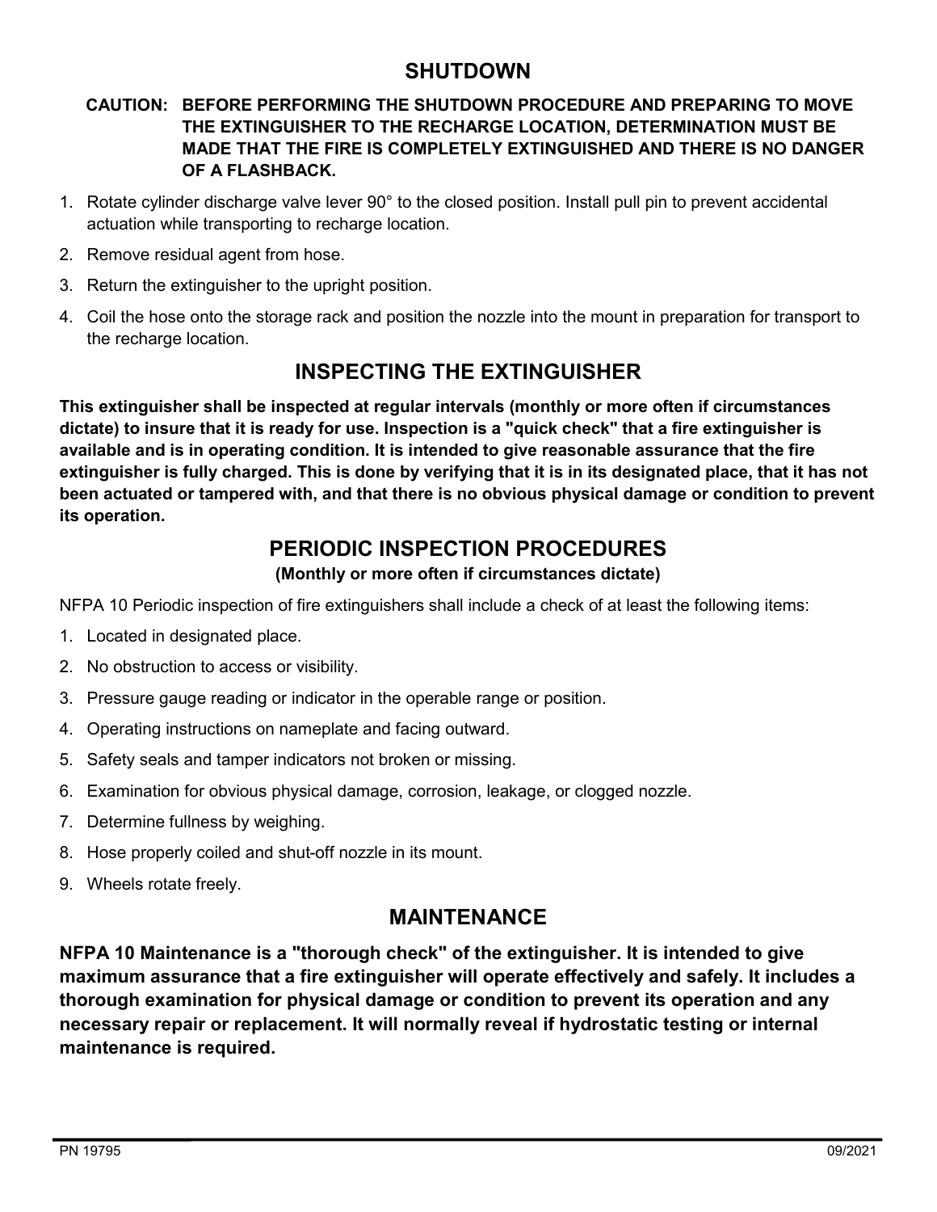## SHUTDOWN

**CAUTION: BEFORE PERFORMING THE SHUTDOWN PROCEDURE AND PREPARING TO MOVE THE EXTINGUISHER TO THE RECHARGE LOCATION, DETERMINATION MUST BE MADE THAT THE FIRE IS COMPLETELY EXTINGUISHED AND THERE IS NO DANGER OF A FLASHBACK.**

1. Rotate cylinder discharge valve lever 90° to the closed position. Install pull pin to prevent accidental actuation while transporting to recharge location.
2. Remove residual agent from hose.
3. Return the extinguisher to the upright position.
4. Coil the hose onto the storage rack and position the nozzle into the mount in preparation for transport to the recharge location.

## INSPECTING THE EXTINGUISHER

**This extinguisher shall be inspected at regular intervals (monthly or more often if circumstances dictate) to insure that it is ready for use. Inspection is a "quick check" that a fire extinguisher is available and is in operating condition. It is intended to give reasonable assurance that the fire extinguisher is fully charged. This is done by verifying that it is in its designated place, that it has not been actuated or tampered with, and that there is no obvious physical damage or condition to prevent its operation.**

## PERIODIC INSPECTION PROCEDURES

**(Monthly or more often if circumstances dictate)**

NFPA 10 Periodic inspection of fire extinguishers shall include a check of at least the following items:

1. Located in designated place.
2. No obstruction to access or visibility.
3. Pressure gauge reading or indicator in the operable range or position.
4. Operating instructions on nameplate and facing outward.
5. Safety seals and tamper indicators not broken or missing.
6. Examination for obvious physical damage, corrosion, leakage, or clogged nozzle.
7. Determine fullness by weighing.
8. Hose properly coiled and shut-off nozzle in its mount.
9. Wheels rotate freely.

## MAINTENANCE

**NFPA 10 Maintenance is a "thorough check" of the extinguisher. It is intended to give maximum assurance that a fire extinguisher will operate effectively and safely. It includes a thorough examination for physical damage or condition to prevent its operation and any necessary repair or replacement. It will normally reveal if hydrostatic testing or internal maintenance is required.**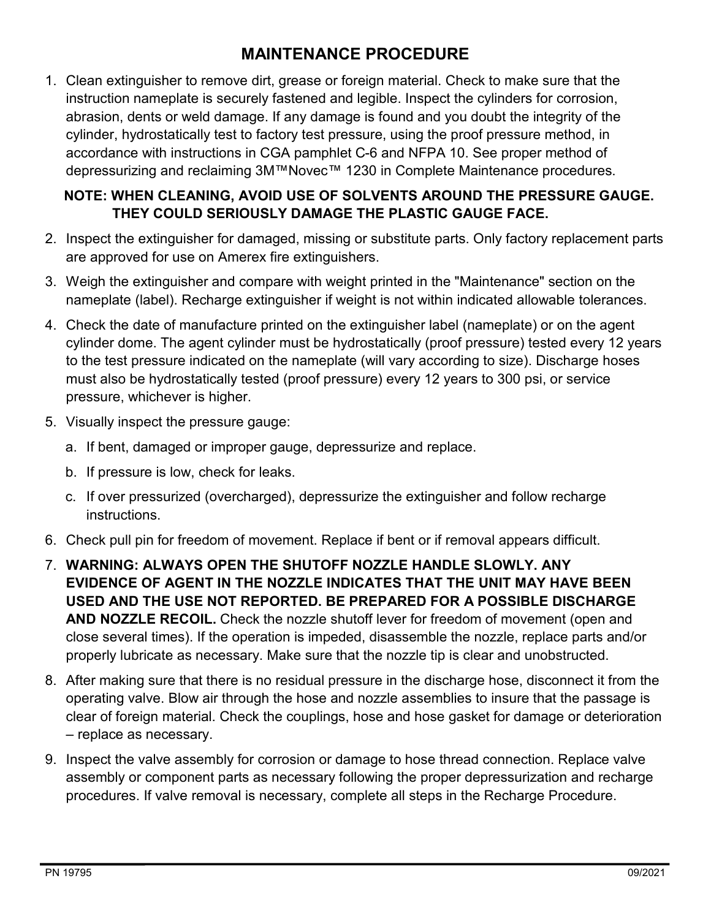# MAINTENANCE PROCEDURE

1. Clean extinguisher to remove dirt, grease or foreign material. Check to make sure that the instruction nameplate is securely fastened and legible. Inspect the cylinders for corrosion, abrasion, dents or weld damage. If any damage is found and you doubt the integrity of the cylinder, hydrostatically test to factory test pressure, using the proof pressure method, in accordance with instructions in CGA pamphlet C-6 and NFPA 10. See proper method of depressurizing and reclaiming 3M™Novec™ 1230 in Complete Maintenance procedures.

   **NOTE: WHEN CLEANING, AVOID USE OF SOLVENTS AROUND THE PRESSURE GAUGE. THEY COULD SERIOUSLY DAMAGE THE PLASTIC GAUGE FACE.**

2. Inspect the extinguisher for damaged, missing or substitute parts. Only factory replacement parts are approved for use on Amerex fire extinguishers.
3. Weigh the extinguisher and compare with weight printed in the "Maintenance" section on the nameplate (label). Recharge extinguisher if weight is not within indicated allowable tolerances.
4. Check the date of manufacture printed on the extinguisher label (nameplate) or on the agent cylinder dome. The agent cylinder must be hydrostatically (proof pressure) tested every 12 years to the test pressure indicated on the nameplate (will vary according to size). Discharge hoses must also be hydrostatically tested (proof pressure) every 12 years to 300 psi, or service pressure, whichever is higher.
5. Visually inspect the pressure gauge:
   a. If bent, damaged or improper gauge, depressurize and replace.
   b. If pressure is low, check for leaks.
   c. If over pressurized (overcharged), depressurize the extinguisher and follow recharge instructions.
6. Check pull pin for freedom of movement. Replace if bent or if removal appears difficult.
7. **WARNING: ALWAYS OPEN THE SHUTOFF NOZZLE HANDLE SLOWLY. ANY EVIDENCE OF AGENT IN THE NOZZLE INDICATES THAT THE UNIT MAY HAVE BEEN USED AND THE USE NOT REPORTED. BE PREPARED FOR A POSSIBLE DISCHARGE AND NOZZLE RECOIL.** Check the nozzle shutoff lever for freedom of movement (open and close several times). If the operation is impeded, disassemble the nozzle, replace parts and/or properly lubricate as necessary. Make sure that the nozzle tip is clear and unobstructed.
8. After making sure that there is no residual pressure in the discharge hose, disconnect it from the operating valve. Blow air through the hose and nozzle assemblies to insure that the passage is clear of foreign material. Check the couplings, hose and hose gasket for damage or deterioration – replace as necessary.
9. Inspect the valve assembly for corrosion or damage to hose thread connection. Replace valve assembly or component parts as necessary following the proper depressurization and recharge procedures. If valve removal is necessary, complete all steps in the Recharge Procedure.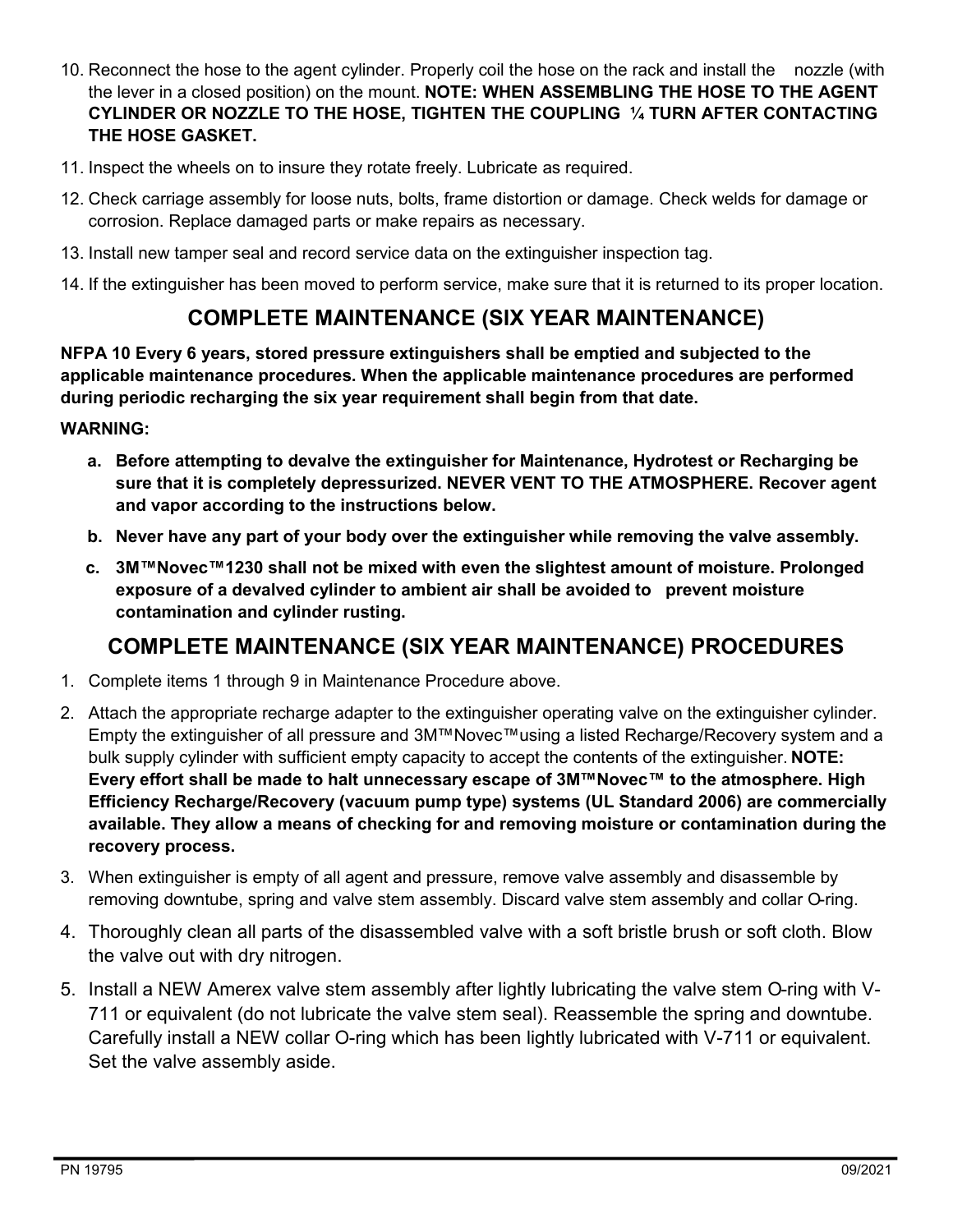10. Reconnect the hose to the agent cylinder. Properly coil the hose on the rack and install the nozzle (with the lever in a closed position) on the mount. **NOTE: WHEN ASSEMBLING THE HOSE TO THE AGENT CYLINDER OR NOZZLE TO THE HOSE, TIGHTEN THE COUPLING ¼ TURN AFTER CONTACTING THE HOSE GASKET.**
11. Inspect the wheels on to insure they rotate freely. Lubricate as required.
12. Check carriage assembly for loose nuts, bolts, frame distortion or damage. Check welds for damage or corrosion. Replace damaged parts or make repairs as necessary.
13. Install new tamper seal and record service data on the extinguisher inspection tag.
14. If the extinguisher has been moved to perform service, make sure that it is returned to its proper location.

## COMPLETE MAINTENANCE (SIX YEAR MAINTENANCE)

**NFPA 10 Every 6 years, stored pressure extinguishers shall be emptied and subjected to the applicable maintenance procedures. When the applicable maintenance procedures are performed during periodic recharging the six year requirement shall begin from that date.**

**WARNING:**

- **a. Before attempting to devalve the extinguisher for Maintenance, Hydrotest or Recharging be sure that it is completely depressurized. NEVER VENT TO THE ATMOSPHERE. Recover agent and vapor according to the instructions below.**
- **b. Never have any part of your body over the extinguisher while removing the valve assembly.**
- **c. 3M™Novec™1230 shall not be mixed with even the slightest amount of moisture. Prolonged exposure of a devalved cylinder to ambient air shall be avoided to prevent moisture contamination and cylinder rusting.**

## COMPLETE MAINTENANCE (SIX YEAR MAINTENANCE) PROCEDURES

1. Complete items 1 through 9 in Maintenance Procedure above.
2. Attach the appropriate recharge adapter to the extinguisher operating valve on the extinguisher cylinder. Empty the extinguisher of all pressure and 3M™Novec™using a listed Recharge/Recovery system and a bulk supply cylinder with sufficient empty capacity to accept the contents of the extinguisher. **NOTE: Every effort shall be made to halt unnecessary escape of 3M™Novec™ to the atmosphere. High Efficiency Recharge/Recovery (vacuum pump type) systems (UL Standard 2006) are commercially available. They allow a means of checking for and removing moisture or contamination during the recovery process.**
3. When extinguisher is empty of all agent and pressure, remove valve assembly and disassemble by removing downtube, spring and valve stem assembly. Discard valve stem assembly and collar O-ring.
4. Thoroughly clean all parts of the disassembled valve with a soft bristle brush or soft cloth. Blow the valve out with dry nitrogen.
5. Install a NEW Amerex valve stem assembly after lightly lubricating the valve stem O-ring with V-711 or equivalent (do not lubricate the valve stem seal). Reassemble the spring and downtube. Carefully install a NEW collar O-ring which has been lightly lubricated with V-711 or equivalent. Set the valve assembly aside.

PN 19795 09/2021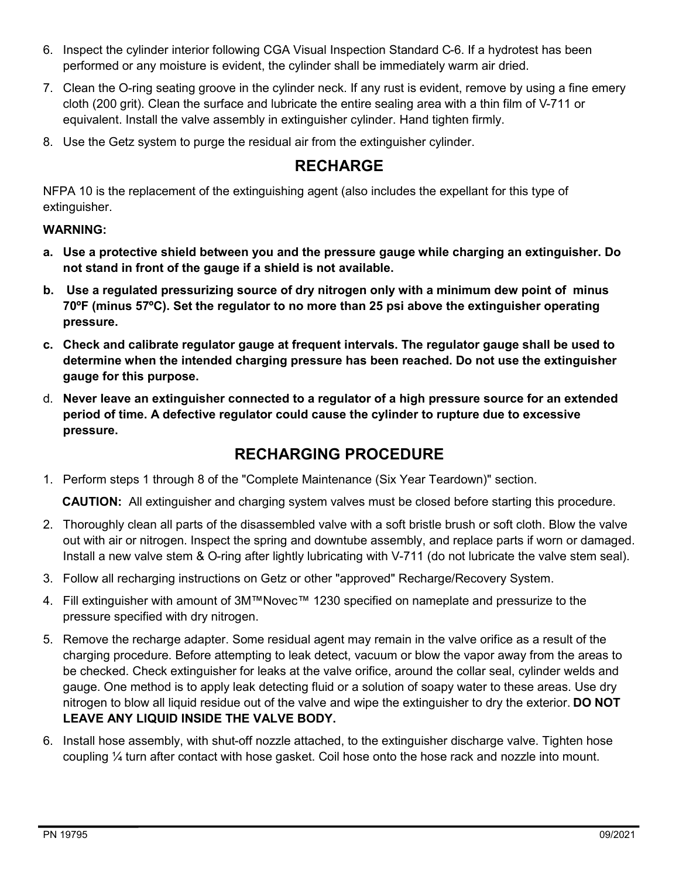6. Inspect the cylinder interior following CGA Visual Inspection Standard C-6. If a hydrotest has been performed or any moisture is evident, the cylinder shall be immediately warm air dried.
7. Clean the O-ring seating groove in the cylinder neck. If any rust is evident, remove by using a fine emery cloth (200 grit). Clean the surface and lubricate the entire sealing area with a thin film of V-711 or equivalent. Install the valve assembly in extinguisher cylinder. Hand tighten firmly.
8. Use the Getz system to purge the residual air from the extinguisher cylinder.

## RECHARGE

NFPA 10 is the replacement of the extinguishing agent (also includes the expellant for this type of extinguisher.

**WARNING:**

**a. Use a protective shield between you and the pressure gauge while charging an extinguisher. Do not stand in front of the gauge if a shield is not available.**

**b. Use a regulated pressurizing source of dry nitrogen only with a minimum dew point of minus 70ºF (minus 57ºC). Set the regulator to no more than 25 psi above the extinguisher operating pressure.**

**c. Check and calibrate regulator gauge at frequent intervals. The regulator gauge shall be used to determine when the intended charging pressure has been reached. Do not use the extinguisher gauge for this purpose.**

d. **Never leave an extinguisher connected to a regulator of a high pressure source for an extended period of time. A defective regulator could cause the cylinder to rupture due to excessive pressure.**

## RECHARGING PROCEDURE

1. Perform steps 1 through 8 of the "Complete Maintenance (Six Year Teardown)" section.

   **CAUTION:** All extinguisher and charging system valves must be closed before starting this procedure.

2. Thoroughly clean all parts of the disassembled valve with a soft bristle brush or soft cloth. Blow the valve out with air or nitrogen. Inspect the spring and downtube assembly, and replace parts if worn or damaged. Install a new valve stem & O-ring after lightly lubricating with V-711 (do not lubricate the valve stem seal).
3. Follow all recharging instructions on Getz or other "approved" Recharge/Recovery System.
4. Fill extinguisher with amount of 3M™Novec™ 1230 specified on nameplate and pressurize to the pressure specified with dry nitrogen.
5. Remove the recharge adapter. Some residual agent may remain in the valve orifice as a result of the charging procedure. Before attempting to leak detect, vacuum or blow the vapor away from the areas to be checked. Check extinguisher for leaks at the valve orifice, around the collar seal, cylinder welds and gauge. One method is to apply leak detecting fluid or a solution of soapy water to these areas. Use dry nitrogen to blow all liquid residue out of the valve and wipe the extinguisher to dry the exterior. **DO NOT LEAVE ANY LIQUID INSIDE THE VALVE BODY.**
6. Install hose assembly, with shut-off nozzle attached, to the extinguisher discharge valve. Tighten hose coupling ¼ turn after contact with hose gasket. Coil hose onto the hose rack and nozzle into mount.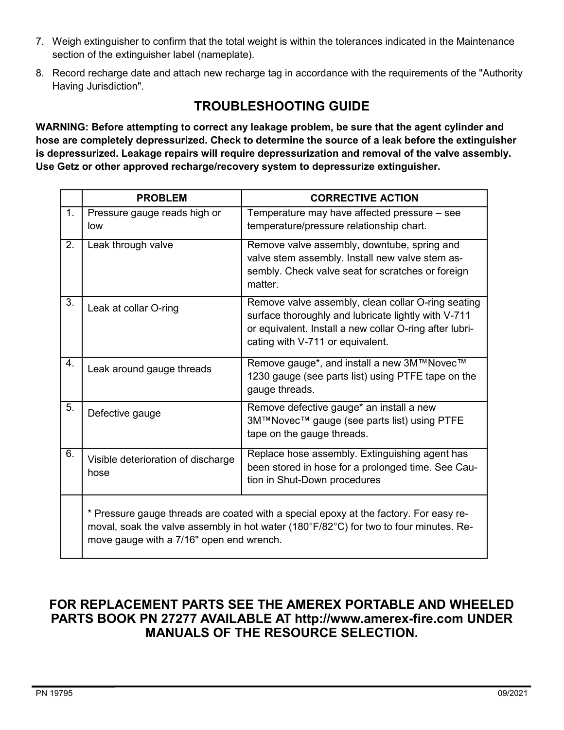7. Weigh extinguisher to confirm that the total weight is within the tolerances indicated in the Maintenance section of the extinguisher label (nameplate).
8. Record recharge date and attach new recharge tag in accordance with the requirements of the "Authority Having Jurisdiction".

## TROUBLESHOOTING GUIDE

**WARNING: Before attempting to correct any leakage problem, be sure that the agent cylinder and hose are completely depressurized. Check to determine the source of a leak before the extinguisher is depressurized. Leakage repairs will require depressurization and removal of the valve assembly. Use Getz or other approved recharge/recovery system to depressurize extinguisher.**

| | PROBLEM | CORRECTIVE ACTION |
|---|---|---|
| 1. | Pressure gauge reads high or low | Temperature may have affected pressure – see temperature/pressure relationship chart. |
| 2. | Leak through valve | Remove valve assembly, downtube, spring and valve stem assembly. Install new valve stem assembly. Check valve seat for scratches or foreign matter. |
| 3. | Leak at collar O-ring | Remove valve assembly, clean collar O-ring seating surface thoroughly and lubricate lightly with V-711 or equivalent. Install a new collar O-ring after lubricating with V-711 or equivalent. |
| 4. | Leak around gauge threads | Remove gauge*, and install a new 3M™Novec™ 1230 gauge (see parts list) using PTFE tape on the gauge threads. |
| 5. | Defective gauge | Remove defective gauge* an install a new 3M™Novec™ gauge (see parts list) using PTFE tape on the gauge threads. |
| 6. | Visible deterioration of discharge hose | Replace hose assembly. Extinguishing agent has been stored in hose for a prolonged time. See Caution in Shut-Down procedures |
| | * Pressure gauge threads are coated with a special epoxy at the factory. For easy removal, soak the valve assembly in hot water (180°F/82°C) for two to four minutes. Remove gauge with a 7/16" open end wrench. | |

**FOR REPLACEMENT PARTS SEE THE AMEREX PORTABLE AND WHEELED PARTS BOOK PN 27277 AVAILABLE AT http://www.amerex-fire.com UNDER MANUALS OF THE RESOURCE SELECTION.**

PN 19795 09/2021